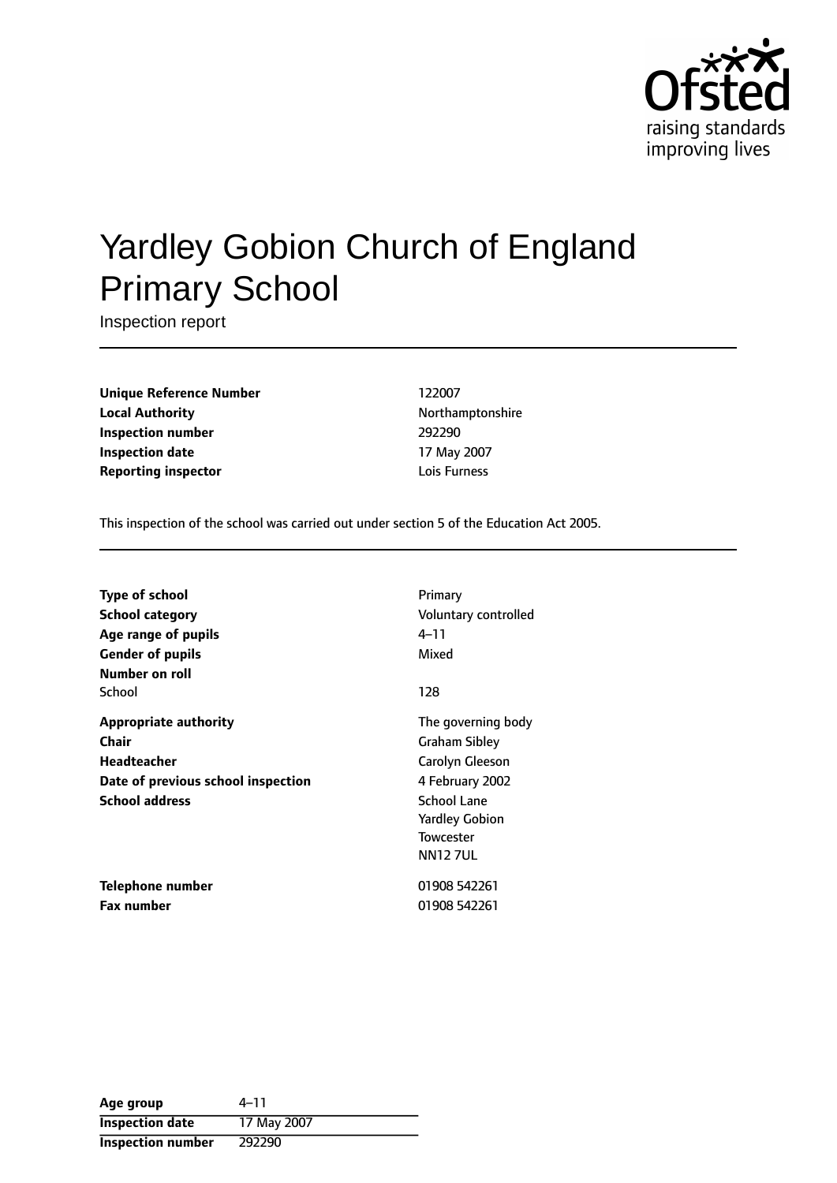# Yardley Gobion Church of England Primary School

Inspection report

| | |
|---|---|
| **Unique Reference Number** | 122007 |
| **Local Authority** | Northamptonshire |
| **Inspection number** | 292290 |
| **Inspection date** | 17 May 2007 |
| **Reporting inspector** | Lois Furness |

This inspection of the school was carried out under section 5 of the Education Act 2005.

| | |
|---|---|
| **Type of school** | Primary |
| **School category** | Voluntary controlled |
| **Age range of pupils** | 4–11 |
| **Gender of pupils** | Mixed |
| **Number on roll** | |
| School | 128 |
| **Appropriate authority** | The governing body |
| **Chair** | Graham Sibley |
| **Headteacher** | Carolyn Gleeson |
| **Date of previous school inspection** | 4 February 2002 |
| **School address** | School Lane<br>Yardley Gobion<br>Towcester<br>NN12 7UL |
| **Telephone number** | 01908 542261 |
| **Fax number** | 01908 542261 |

| | |
|---|---|
| **Age group** | 4–11 |
| **Inspection date** | 17 May 2007 |
| **Inspection number** | 292290 |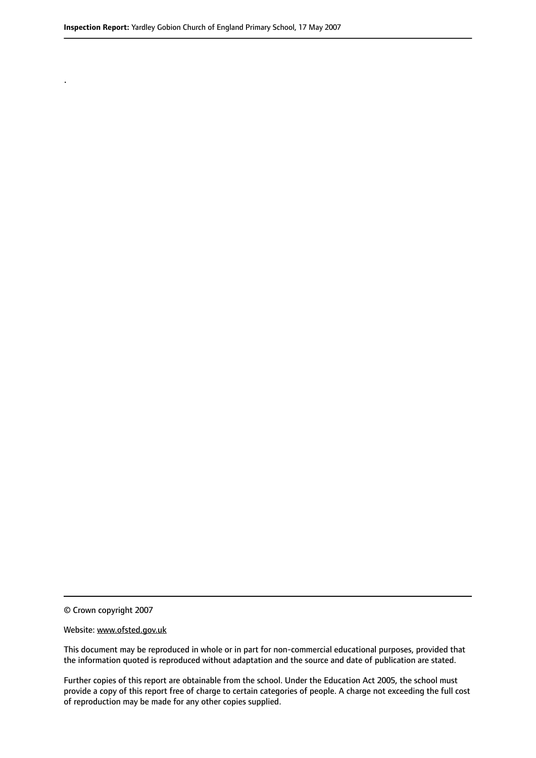.

© Crown copyright 2007

Website: www.ofsted.gov.uk

This document may be reproduced in whole or in part for non-commercial educational purposes, provided that the information quoted is reproduced without adaptation and the source and date of publication are stated.

Further copies of this report are obtainable from the school. Under the Education Act 2005, the school must provide a copy of this report free of charge to certain categories of people. A charge not exceeding the full cost of reproduction may be made for any other copies supplied.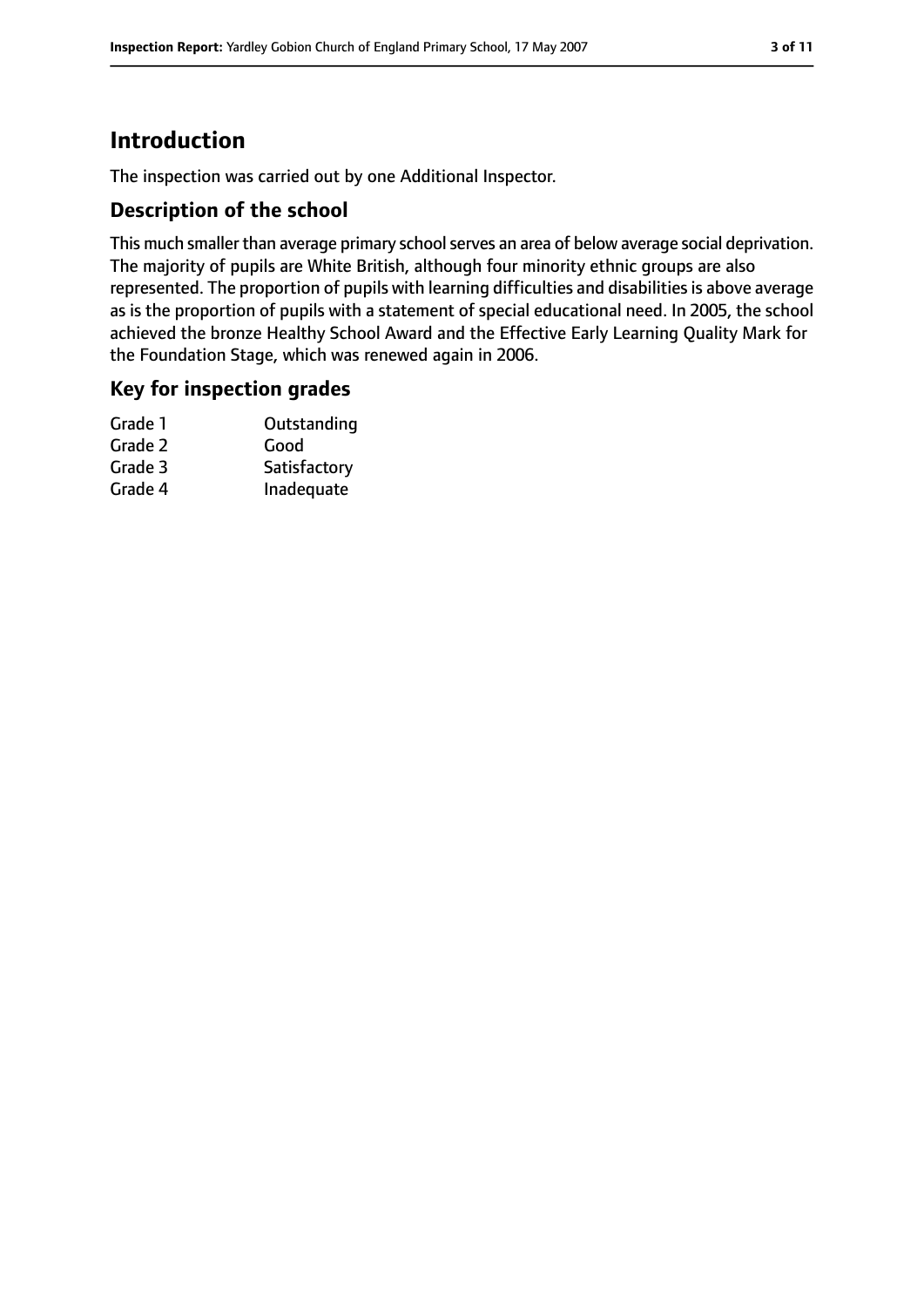# Introduction

The inspection was carried out by one Additional Inspector.

## Description of the school

This much smaller than average primary school serves an area of below average social deprivation. The majority of pupils are White British, although four minority ethnic groups are also represented. The proportion of pupils with learning difficulties and disabilities is above average as is the proportion of pupils with a statement of special educational need. In 2005, the school achieved the bronze Healthy School Award and the Effective Early Learning Quality Mark for the Foundation Stage, which was renewed again in 2006.

## Key for inspection grades

| | |
|---|---|
| Grade 1 | Outstanding |
| Grade 2 | Good |
| Grade 3 | Satisfactory |
| Grade 4 | Inadequate |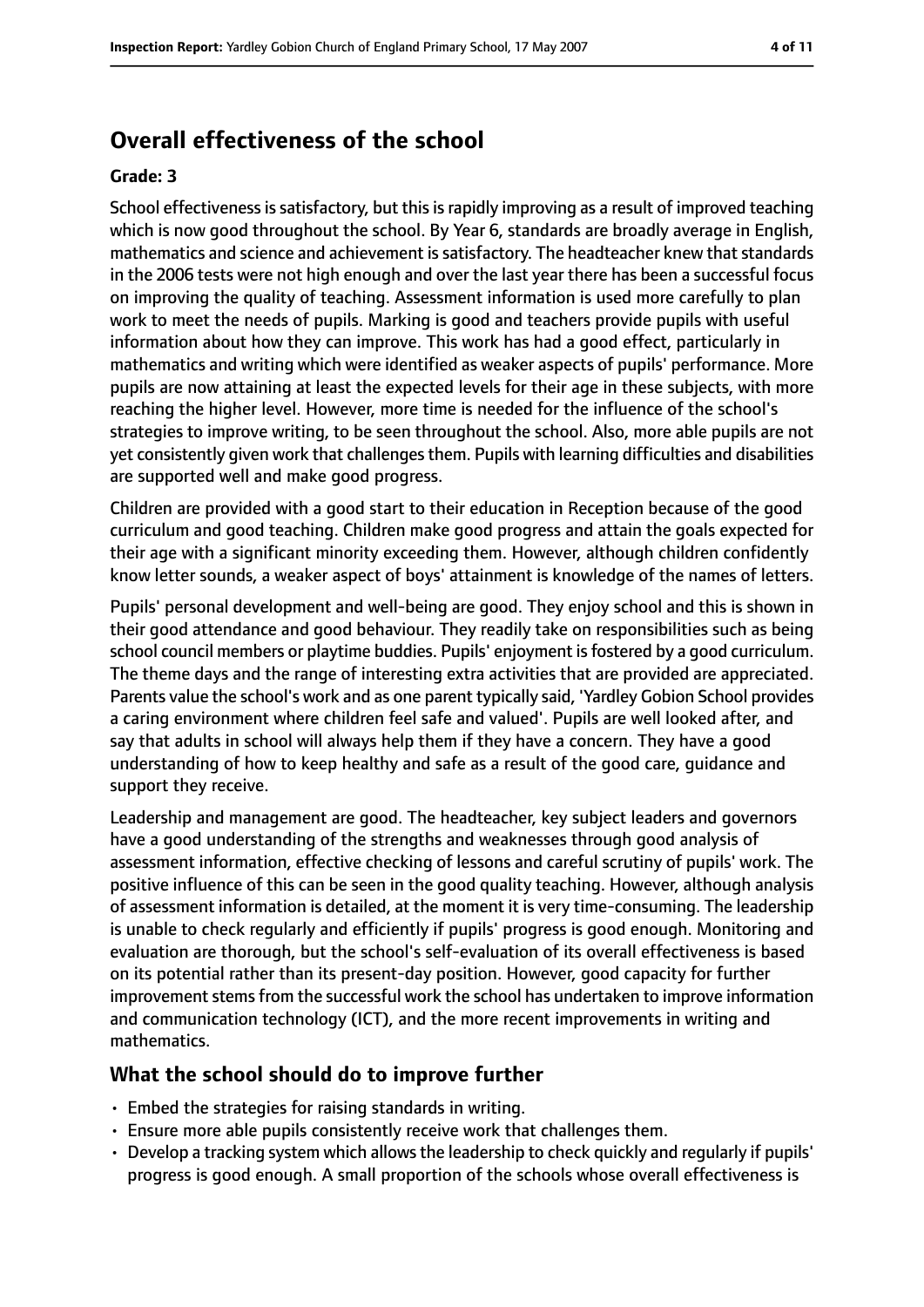# Overall effectiveness of the school

**Grade: 3**

School effectiveness is satisfactory, but this is rapidly improving as a result of improved teaching which is now good throughout the school. By Year 6, standards are broadly average in English, mathematics and science and achievement is satisfactory. The headteacher knew that standards in the 2006 tests were not high enough and over the last year there has been a successful focus on improving the quality of teaching. Assessment information is used more carefully to plan work to meet the needs of pupils. Marking is good and teachers provide pupils with useful information about how they can improve. This work has had a good effect, particularly in mathematics and writing which were identified as weaker aspects of pupils' performance. More pupils are now attaining at least the expected levels for their age in these subjects, with more reaching the higher level. However, more time is needed for the influence of the school's strategies to improve writing, to be seen throughout the school. Also, more able pupils are not yet consistently given work that challenges them. Pupils with learning difficulties and disabilities are supported well and make good progress.

Children are provided with a good start to their education in Reception because of the good curriculum and good teaching. Children make good progress and attain the goals expected for their age with a significant minority exceeding them. However, although children confidently know letter sounds, a weaker aspect of boys' attainment is knowledge of the names of letters.

Pupils' personal development and well-being are good. They enjoy school and this is shown in their good attendance and good behaviour. They readily take on responsibilities such as being school council members or playtime buddies. Pupils' enjoyment is fostered by a good curriculum. The theme days and the range of interesting extra activities that are provided are appreciated. Parents value the school's work and as one parent typically said, 'Yardley Gobion School provides a caring environment where children feel safe and valued'. Pupils are well looked after, and say that adults in school will always help them if they have a concern. They have a good understanding of how to keep healthy and safe as a result of the good care, guidance and support they receive.

Leadership and management are good. The headteacher, key subject leaders and governors have a good understanding of the strengths and weaknesses through good analysis of assessment information, effective checking of lessons and careful scrutiny of pupils' work. The positive influence of this can be seen in the good quality teaching. However, although analysis of assessment information is detailed, at the moment it is very time-consuming. The leadership is unable to check regularly and efficiently if pupils' progress is good enough. Monitoring and evaluation are thorough, but the school's self-evaluation of its overall effectiveness is based on its potential rather than its present-day position. However, good capacity for further improvement stems from the successful work the school has undertaken to improve information and communication technology (ICT), and the more recent improvements in writing and mathematics.

## What the school should do to improve further

- Embed the strategies for raising standards in writing.
- Ensure more able pupils consistently receive work that challenges them.
- Develop a tracking system which allows the leadership to check quickly and regularly if pupils' progress is good enough. A small proportion of the schools whose overall effectiveness is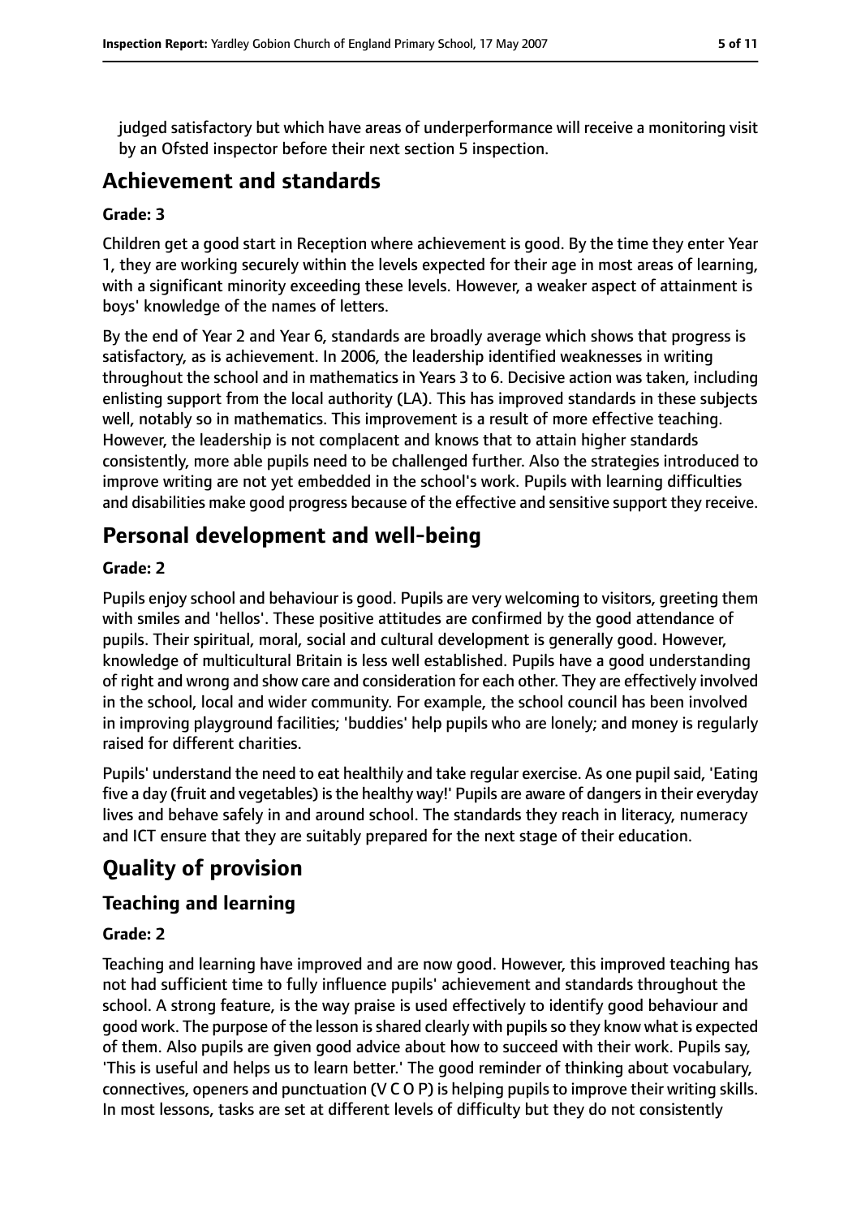judged satisfactory but which have areas of underperformance will receive a monitoring visit by an Ofsted inspector before their next section 5 inspection.

## Achievement and standards

### Grade: 3

Children get a good start in Reception where achievement is good. By the time they enter Year 1, they are working securely within the levels expected for their age in most areas of learning, with a significant minority exceeding these levels. However, a weaker aspect of attainment is boys' knowledge of the names of letters.

By the end of Year 2 and Year 6, standards are broadly average which shows that progress is satisfactory, as is achievement. In 2006, the leadership identified weaknesses in writing throughout the school and in mathematics in Years 3 to 6. Decisive action was taken, including enlisting support from the local authority (LA). This has improved standards in these subjects well, notably so in mathematics. This improvement is a result of more effective teaching. However, the leadership is not complacent and knows that to attain higher standards consistently, more able pupils need to be challenged further. Also the strategies introduced to improve writing are not yet embedded in the school's work. Pupils with learning difficulties and disabilities make good progress because of the effective and sensitive support they receive.

## Personal development and well-being

### Grade: 2

Pupils enjoy school and behaviour is good. Pupils are very welcoming to visitors, greeting them with smiles and 'hellos'. These positive attitudes are confirmed by the good attendance of pupils. Their spiritual, moral, social and cultural development is generally good. However, knowledge of multicultural Britain is less well established. Pupils have a good understanding of right and wrong and show care and consideration for each other. They are effectively involved in the school, local and wider community. For example, the school council has been involved in improving playground facilities; 'buddies' help pupils who are lonely; and money is regularly raised for different charities.

Pupils' understand the need to eat healthily and take regular exercise. As one pupil said, 'Eating five a day (fruit and vegetables) is the healthy way!' Pupils are aware of dangers in their everyday lives and behave safely in and around school. The standards they reach in literacy, numeracy and ICT ensure that they are suitably prepared for the next stage of their education.

# Quality of provision

## Teaching and learning

### Grade: 2

Teaching and learning have improved and are now good. However, this improved teaching has not had sufficient time to fully influence pupils' achievement and standards throughout the school. A strong feature, is the way praise is used effectively to identify good behaviour and good work. The purpose of the lesson is shared clearly with pupils so they know what is expected of them. Also pupils are given good advice about how to succeed with their work. Pupils say, 'This is useful and helps us to learn better.' The good reminder of thinking about vocabulary, connectives, openers and punctuation (V C O P) is helping pupils to improve their writing skills. In most lessons, tasks are set at different levels of difficulty but they do not consistently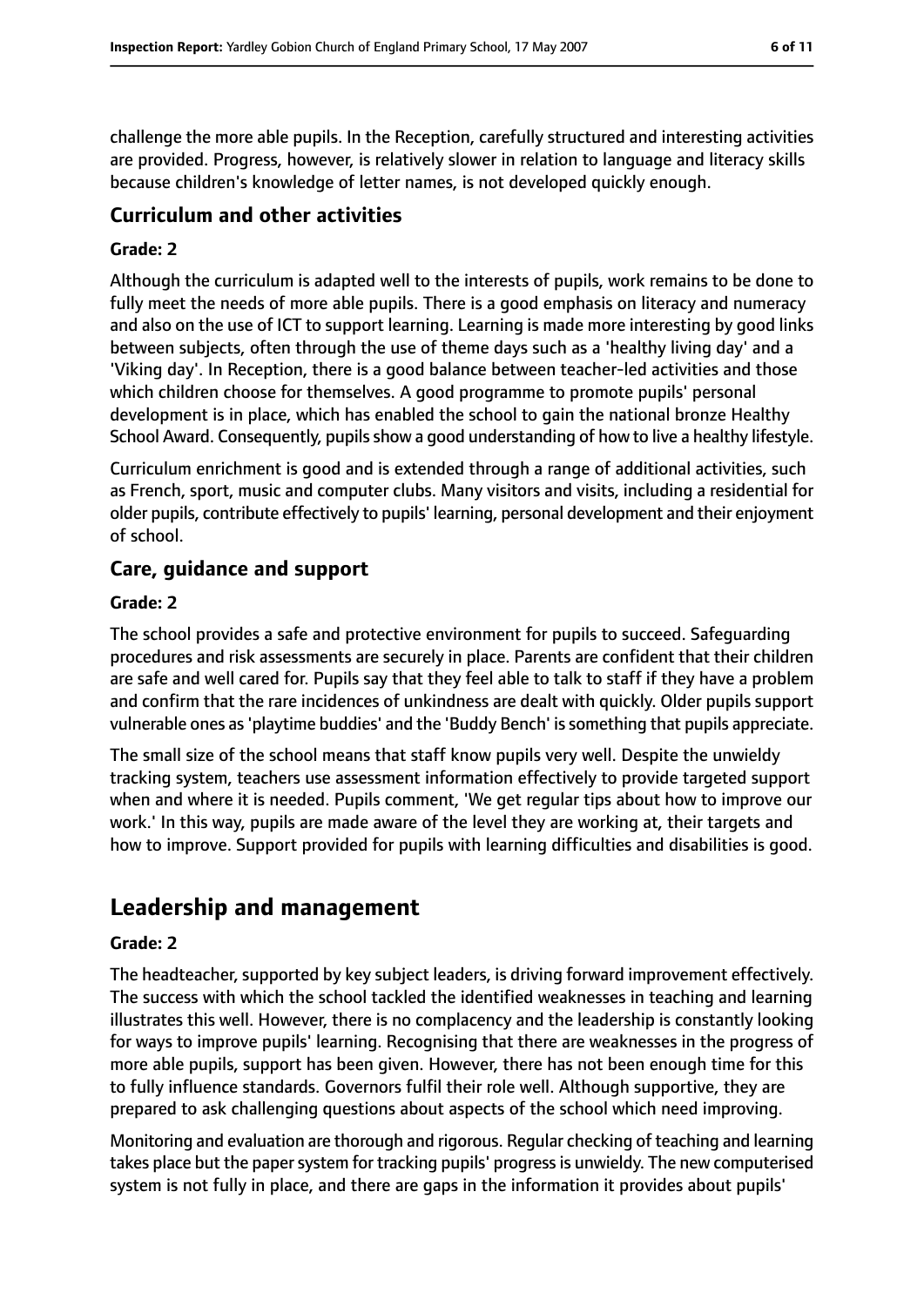challenge the more able pupils. In the Reception, carefully structured and interesting activities are provided. Progress, however, is relatively slower in relation to language and literacy skills because children's knowledge of letter names, is not developed quickly enough.

### Curriculum and other activities

#### Grade: 2

Although the curriculum is adapted well to the interests of pupils, work remains to be done to fully meet the needs of more able pupils. There is a good emphasis on literacy and numeracy and also on the use of ICT to support learning. Learning is made more interesting by good links between subjects, often through the use of theme days such as a 'healthy living day' and a 'Viking day'. In Reception, there is a good balance between teacher-led activities and those which children choose for themselves. A good programme to promote pupils' personal development is in place, which has enabled the school to gain the national bronze Healthy School Award. Consequently, pupils show a good understanding of how to live a healthy lifestyle.

Curriculum enrichment is good and is extended through a range of additional activities, such as French, sport, music and computer clubs. Many visitors and visits, including a residential for older pupils, contribute effectively to pupils' learning, personal development and their enjoyment of school.

### Care, guidance and support

#### Grade: 2

The school provides a safe and protective environment for pupils to succeed. Safeguarding procedures and risk assessments are securely in place. Parents are confident that their children are safe and well cared for. Pupils say that they feel able to talk to staff if they have a problem and confirm that the rare incidences of unkindness are dealt with quickly. Older pupils support vulnerable ones as 'playtime buddies' and the 'Buddy Bench' is something that pupils appreciate.

The small size of the school means that staff know pupils very well. Despite the unwieldy tracking system, teachers use assessment information effectively to provide targeted support when and where it is needed. Pupils comment, 'We get regular tips about how to improve our work.' In this way, pupils are made aware of the level they are working at, their targets and how to improve. Support provided for pupils with learning difficulties and disabilities is good.

## Leadership and management

#### Grade: 2

The headteacher, supported by key subject leaders, is driving forward improvement effectively. The success with which the school tackled the identified weaknesses in teaching and learning illustrates this well. However, there is no complacency and the leadership is constantly looking for ways to improve pupils' learning. Recognising that there are weaknesses in the progress of more able pupils, support has been given. However, there has not been enough time for this to fully influence standards. Governors fulfil their role well. Although supportive, they are prepared to ask challenging questions about aspects of the school which need improving.

Monitoring and evaluation are thorough and rigorous. Regular checking of teaching and learning takes place but the paper system for tracking pupils' progress is unwieldy. The new computerised system is not fully in place, and there are gaps in the information it provides about pupils'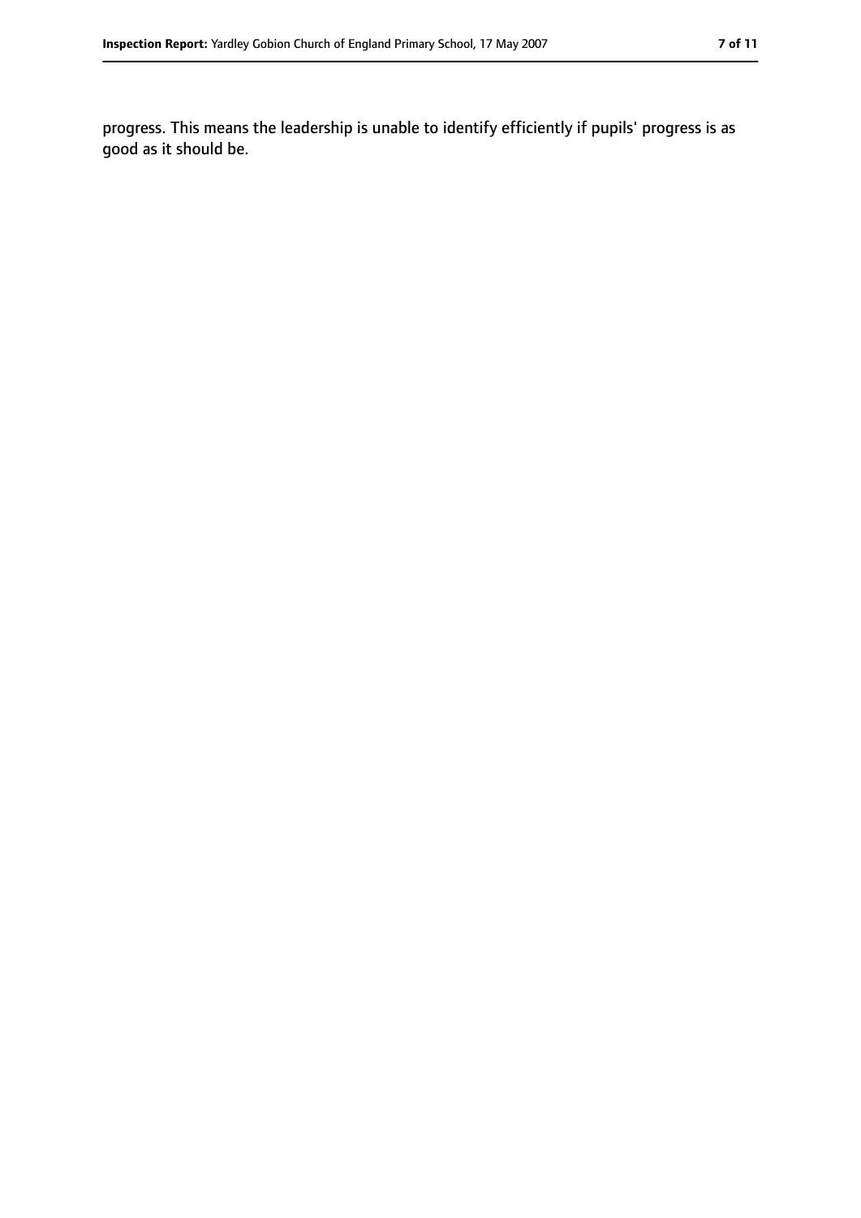progress. This means the leadership is unable to identify efficiently if pupils' progress is as good as it should be.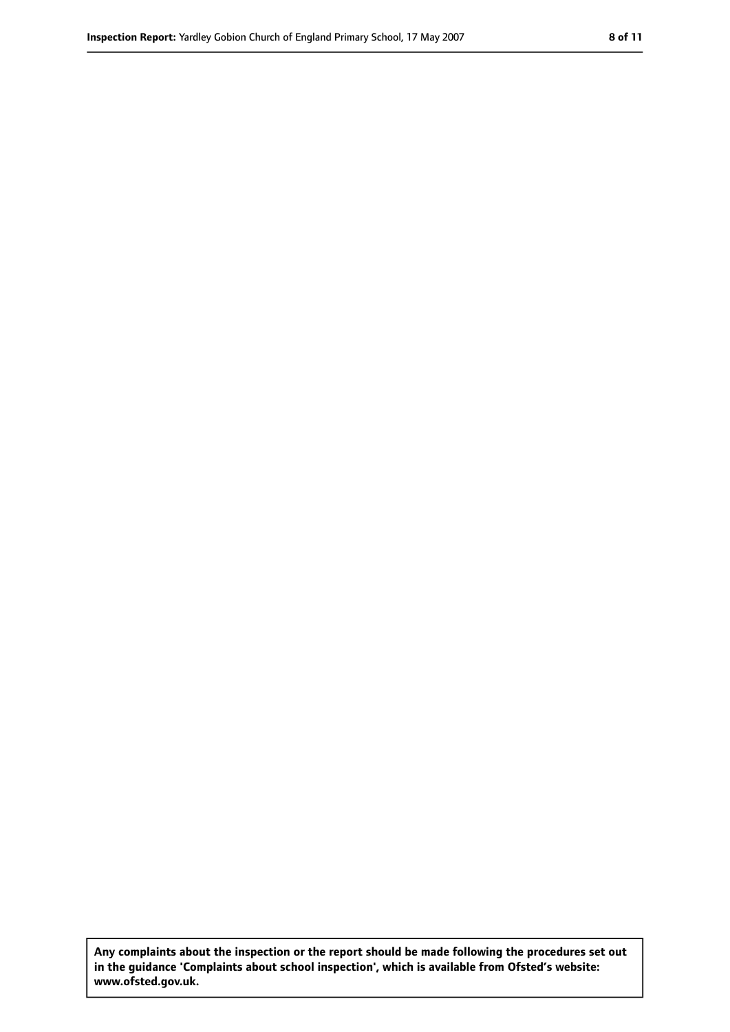**Any complaints about the inspection or the report should be made following the procedures set out in the guidance 'Complaints about school inspection', which is available from Ofsted's website: www.ofsted.gov.uk.**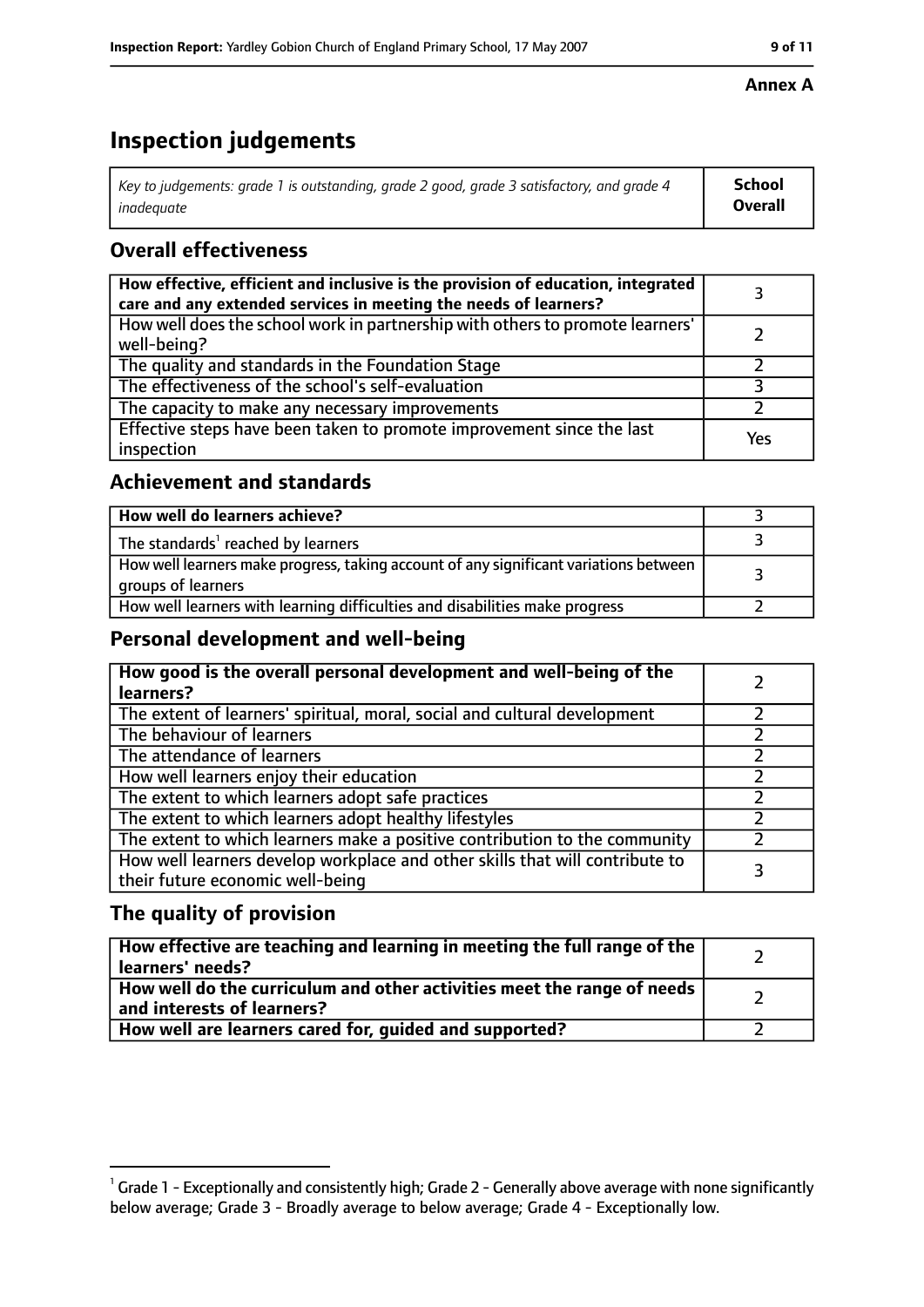**Annex A**

# Inspection judgements

| *Key to judgements: grade 1 is outstanding, grade 2 good, grade 3 satisfactory, and grade 4 inadequate* | **School Overall** |
|---|---|

## Overall effectiveness

| | |
|---|---|
| **How effective, efficient and inclusive is the provision of education, integrated care and any extended services in meeting the needs of learners?** | 3 |
| How well does the school work in partnership with others to promote learners' well-being? | 2 |
| The quality and standards in the Foundation Stage | 2 |
| The effectiveness of the school's self-evaluation | 3 |
| The capacity to make any necessary improvements | 2 |
| Effective steps have been taken to promote improvement since the last inspection | Yes |

## Achievement and standards

| | |
|---|---|
| **How well do learners achieve?** | 3 |
| The standards[1] reached by learners | 3 |
| How well learners make progress, taking account of any significant variations between groups of learners | 3 |
| How well learners with learning difficulties and disabilities make progress | 2 |

## Personal development and well-being

| | |
|---|---|
| **How good is the overall personal development and well-being of the learners?** | 2 |
| The extent of learners' spiritual, moral, social and cultural development | 2 |
| The behaviour of learners | 2 |
| The attendance of learners | 2 |
| How well learners enjoy their education | 2 |
| The extent to which learners adopt safe practices | 2 |
| The extent to which learners adopt healthy lifestyles | 2 |
| The extent to which learners make a positive contribution to the community | 2 |
| How well learners develop workplace and other skills that will contribute to their future economic well-being | 3 |

## The quality of provision

| | |
|---|---|
| **How effective are teaching and learning in meeting the full range of the learners' needs?** | 2 |
| **How well do the curriculum and other activities meet the range of needs and interests of learners?** | 2 |
| **How well are learners cared for, guided and supported?** | 2 |

[1] Grade 1 - Exceptionally and consistently high; Grade 2 - Generally above average with none significantly below average; Grade 3 - Broadly average to below average; Grade 4 - Exceptionally low.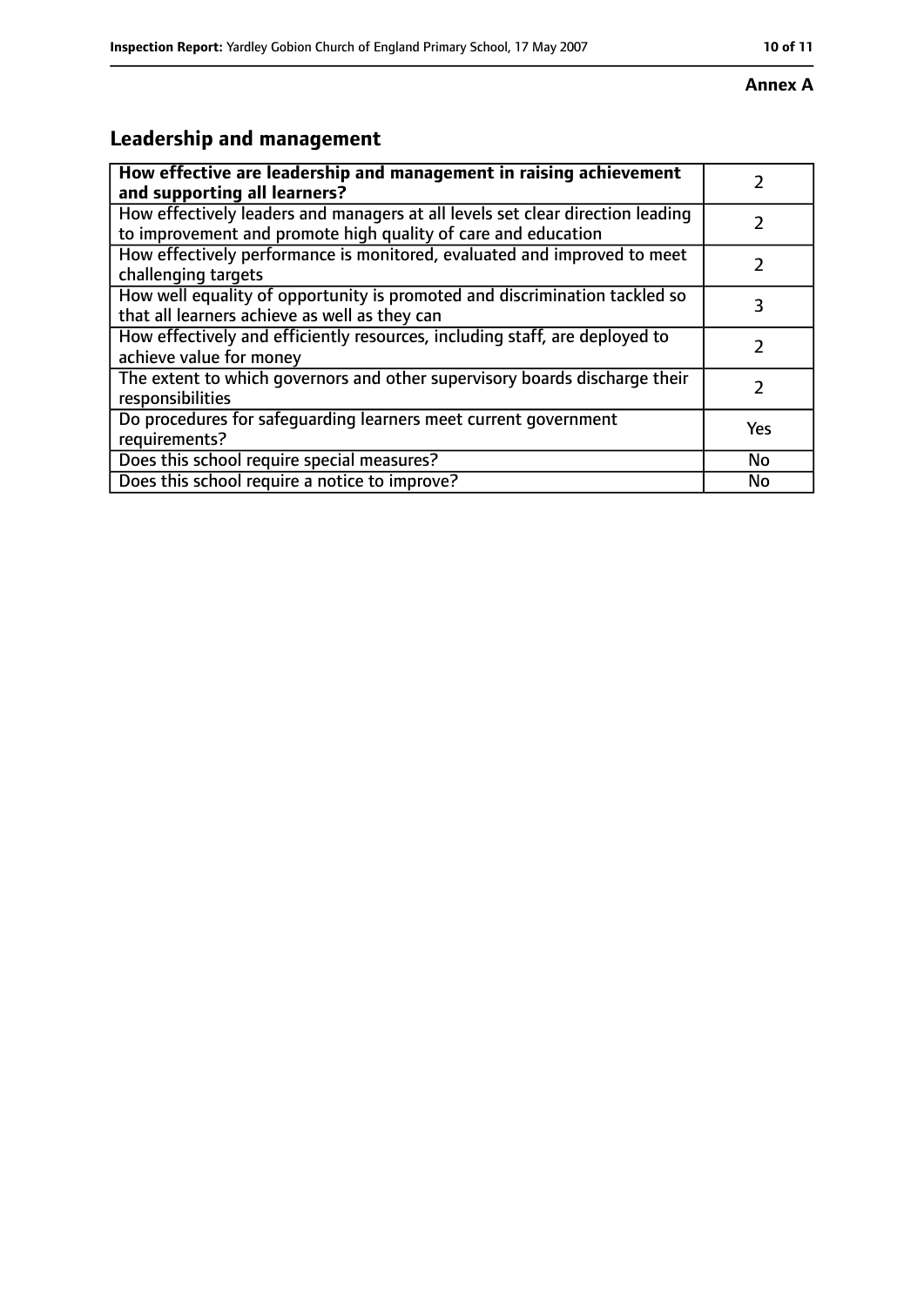**Annex A**

## Leadership and management

| **How effective are leadership and management in raising achievement and supporting all learners?** | 2 |
| --- | --- |
| How effectively leaders and managers at all levels set clear direction leading to improvement and promote high quality of care and education | 2 |
| How effectively performance is monitored, evaluated and improved to meet challenging targets | 2 |
| How well equality of opportunity is promoted and discrimination tackled so that all learners achieve as well as they can | 3 |
| How effectively and efficiently resources, including staff, are deployed to achieve value for money | 2 |
| The extent to which governors and other supervisory boards discharge their responsibilities | 2 |
| Do procedures for safeguarding learners meet current government requirements? | Yes |
| Does this school require special measures? | No |
| Does this school require a notice to improve? | No |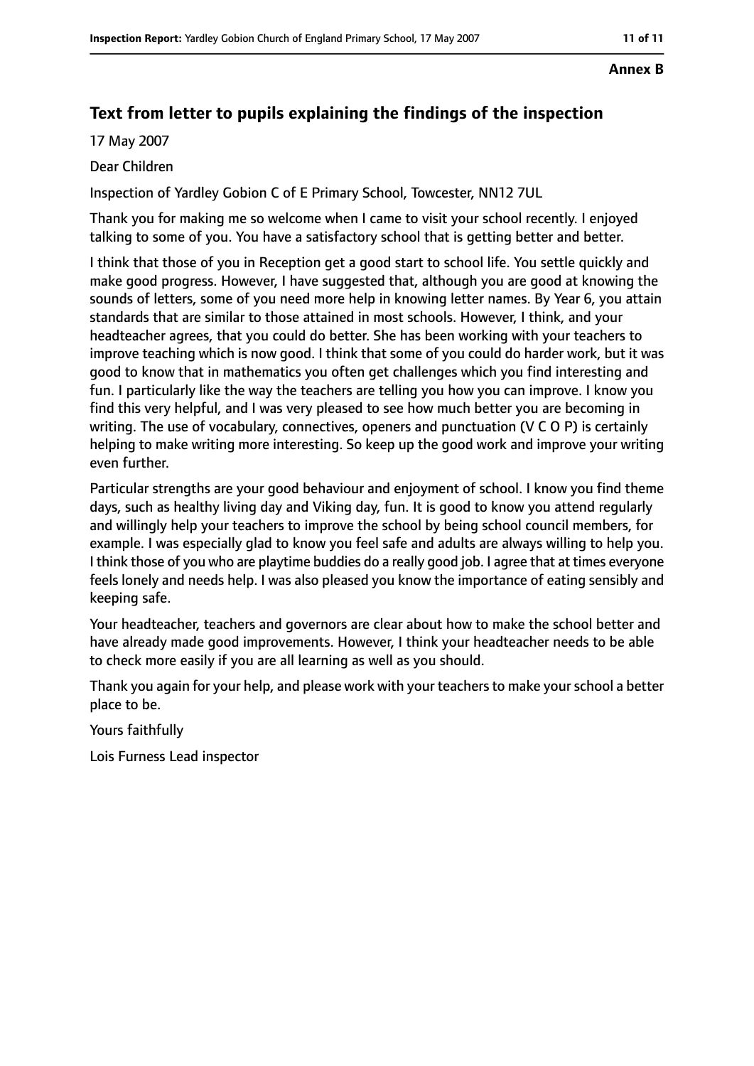**Annex B**

## Text from letter to pupils explaining the findings of the inspection

17 May 2007

Dear Children

Inspection of Yardley Gobion C of E Primary School, Towcester, NN12 7UL

Thank you for making me so welcome when I came to visit your school recently. I enjoyed talking to some of you. You have a satisfactory school that is getting better and better.

I think that those of you in Reception get a good start to school life. You settle quickly and make good progress. However, I have suggested that, although you are good at knowing the sounds of letters, some of you need more help in knowing letter names. By Year 6, you attain standards that are similar to those attained in most schools. However, I think, and your headteacher agrees, that you could do better. She has been working with your teachers to improve teaching which is now good. I think that some of you could do harder work, but it was good to know that in mathematics you often get challenges which you find interesting and fun. I particularly like the way the teachers are telling you how you can improve. I know you find this very helpful, and I was very pleased to see how much better you are becoming in writing. The use of vocabulary, connectives, openers and punctuation (V C O P) is certainly helping to make writing more interesting. So keep up the good work and improve your writing even further.

Particular strengths are your good behaviour and enjoyment of school. I know you find theme days, such as healthy living day and Viking day, fun. It is good to know you attend regularly and willingly help your teachers to improve the school by being school council members, for example. I was especially glad to know you feel safe and adults are always willing to help you. I think those of you who are playtime buddies do a really good job. I agree that at times everyone feels lonely and needs help. I was also pleased you know the importance of eating sensibly and keeping safe.

Your headteacher, teachers and governors are clear about how to make the school better and have already made good improvements. However, I think your headteacher needs to be able to check more easily if you are all learning as well as you should.

Thank you again for your help, and please work with your teachers to make your school a better place to be.

Yours faithfully

Lois Furness Lead inspector